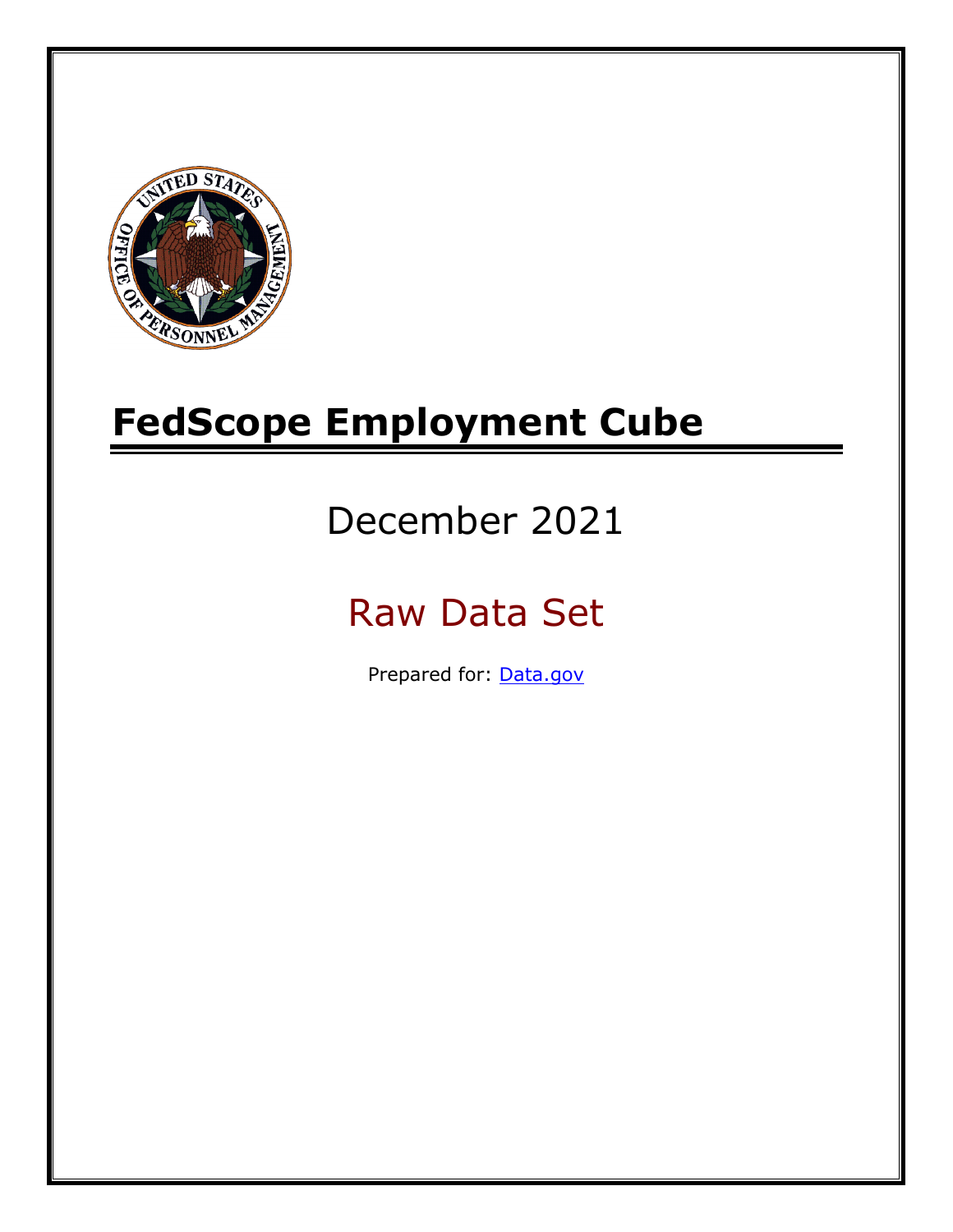# FedScope Employment Cube

## December 2021

## Raw Data Set

Prepared for: [Data.gov](https://www.data.gov)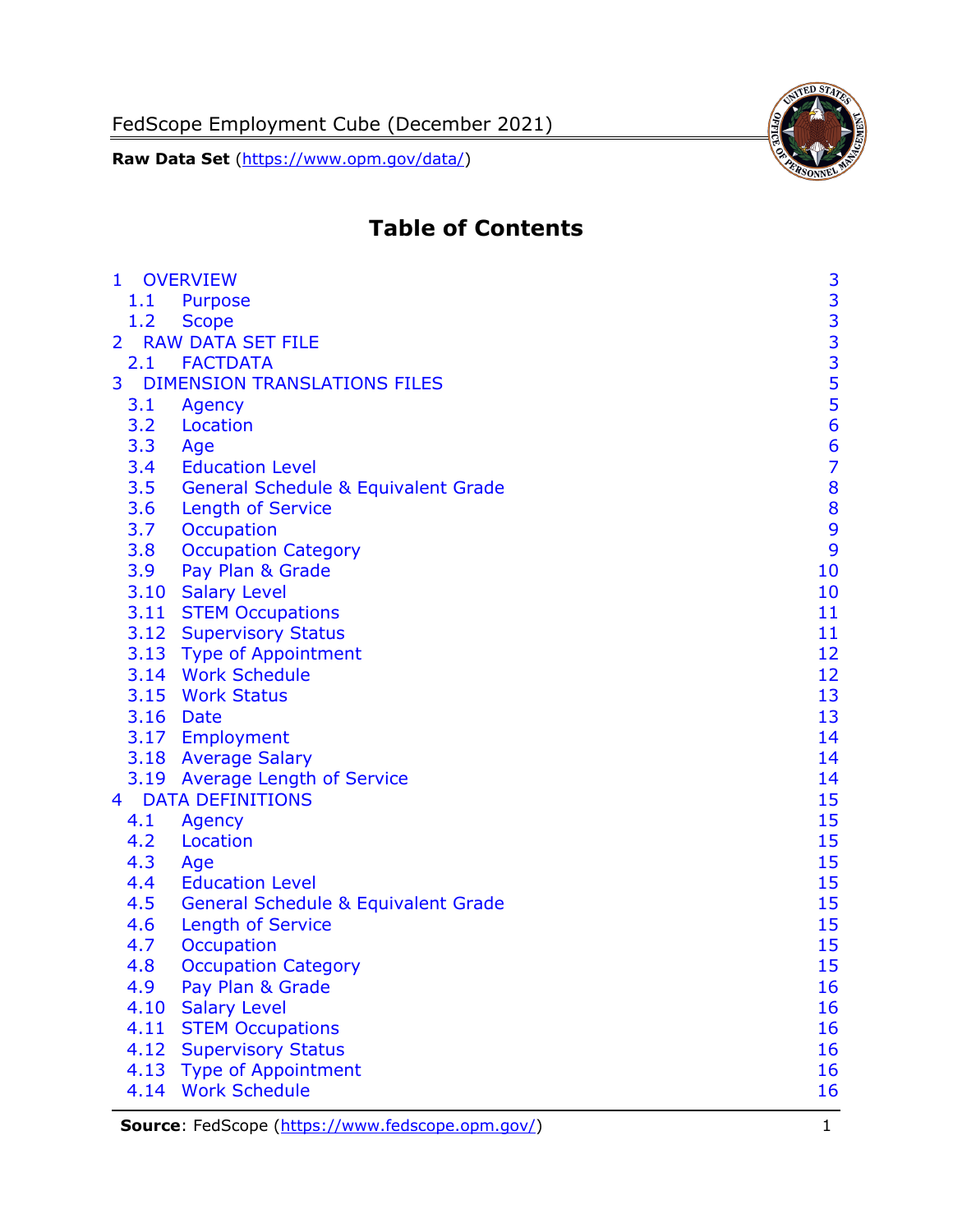# Table of Contents

| | | |
|---|---|---|
| 1 | OVERVIEW | 3 |
| 1.1 | Purpose | 3 |
| 1.2 | Scope | 3 |
| 2 | RAW DATA SET FILE | 3 |
| 2.1 | FACTDATA | 3 |
| 3 | DIMENSION TRANSLATIONS FILES | 5 |
| 3.1 | Agency | 5 |
| 3.2 | Location | 6 |
| 3.3 | Age | 6 |
| 3.4 | Education Level | 7 |
| 3.5 | General Schedule & Equivalent Grade | 8 |
| 3.6 | Length of Service | 8 |
| 3.7 | Occupation | 9 |
| 3.8 | Occupation Category | 9 |
| 3.9 | Pay Plan & Grade | 10 |
| 3.10 | Salary Level | 10 |
| 3.11 | STEM Occupations | 11 |
| 3.12 | Supervisory Status | 11 |
| 3.13 | Type of Appointment | 12 |
| 3.14 | Work Schedule | 12 |
| 3.15 | Work Status | 13 |
| 3.16 | Date | 13 |
| 3.17 | Employment | 14 |
| 3.18 | Average Salary | 14 |
| 3.19 | Average Length of Service | 14 |
| 4 | DATA DEFINITIONS | 15 |
| 4.1 | Agency | 15 |
| 4.2 | Location | 15 |
| 4.3 | Age | 15 |
| 4.4 | Education Level | 15 |
| 4.5 | General Schedule & Equivalent Grade | 15 |
| 4.6 | Length of Service | 15 |
| 4.7 | Occupation | 15 |
| 4.8 | Occupation Category | 15 |
| 4.9 | Pay Plan & Grade | 16 |
| 4.10 | Salary Level | 16 |
| 4.11 | STEM Occupations | 16 |
| 4.12 | Supervisory Status | 16 |
| 4.13 | Type of Appointment | 16 |
| 4.14 | Work Schedule | 16 |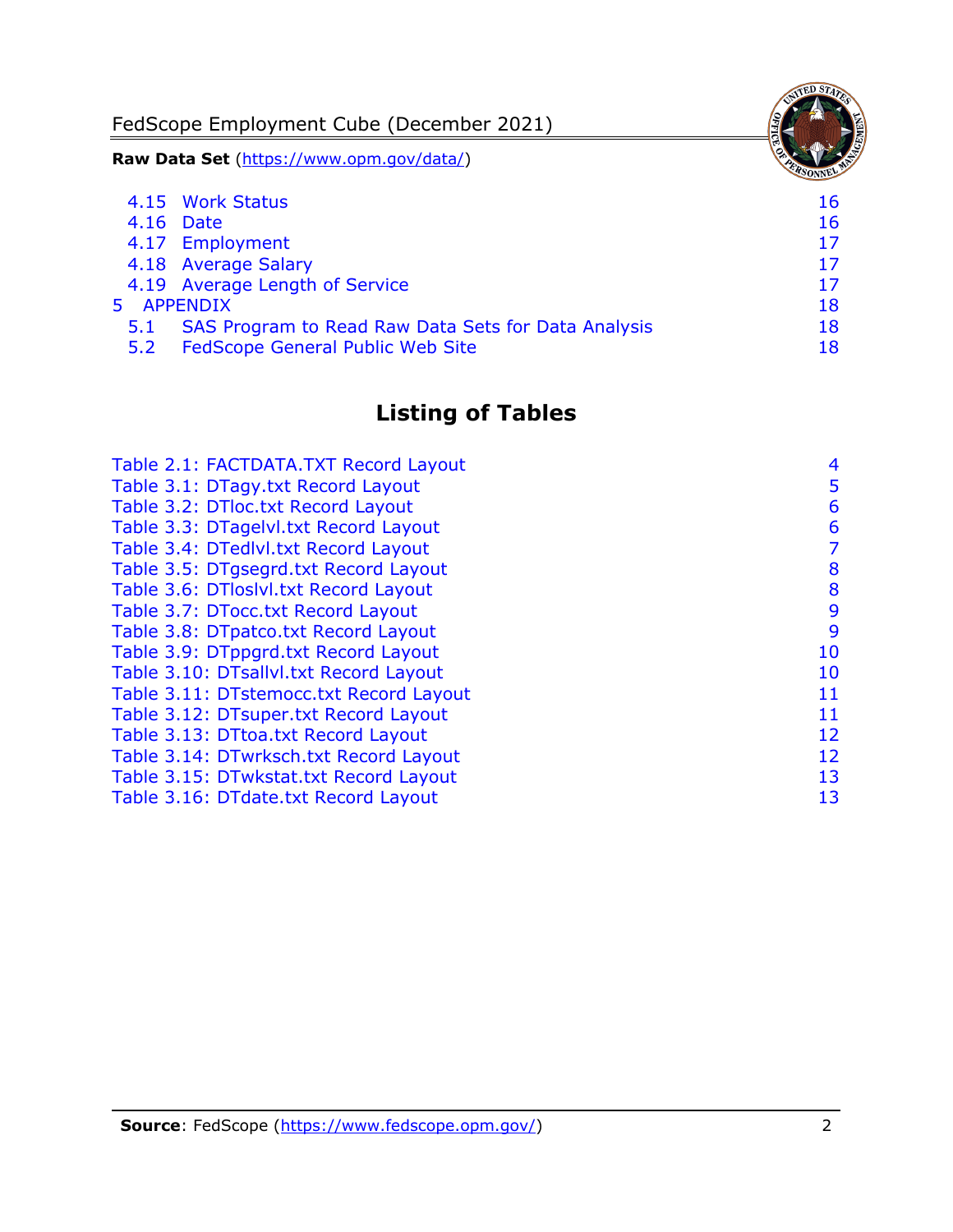4.15 Work Status 16
4.16 Date 16
4.17 Employment 17
4.18 Average Salary 17
4.19 Average Length of Service 17
5 APPENDIX 18
5.1 SAS Program to Read Raw Data Sets for Data Analysis 18
5.2 FedScope General Public Web Site 18

## Listing of Tables

Table 2.1: FACTDATA.TXT Record Layout 4
Table 3.1: DTagy.txt Record Layout 5
Table 3.2: DTloc.txt Record Layout 6
Table 3.3: DTagelvl.txt Record Layout 6
Table 3.4: DTedlvl.txt Record Layout 7
Table 3.5: DTgsegrd.txt Record Layout 8
Table 3.6: DTloslvl.txt Record Layout 8
Table 3.7: DTocc.txt Record Layout 9
Table 3.8: DTpatco.txt Record Layout 9
Table 3.9: DTppgrd.txt Record Layout 10
Table 3.10: DTsallvl.txt Record Layout 10
Table 3.11: DTstemocc.txt Record Layout 11
Table 3.12: DTsuper.txt Record Layout 11
Table 3.13: DTtoa.txt Record Layout 12
Table 3.14: DTwrksch.txt Record Layout 12
Table 3.15: DTwkstat.txt Record Layout 13
Table 3.16: DTdate.txt Record Layout 13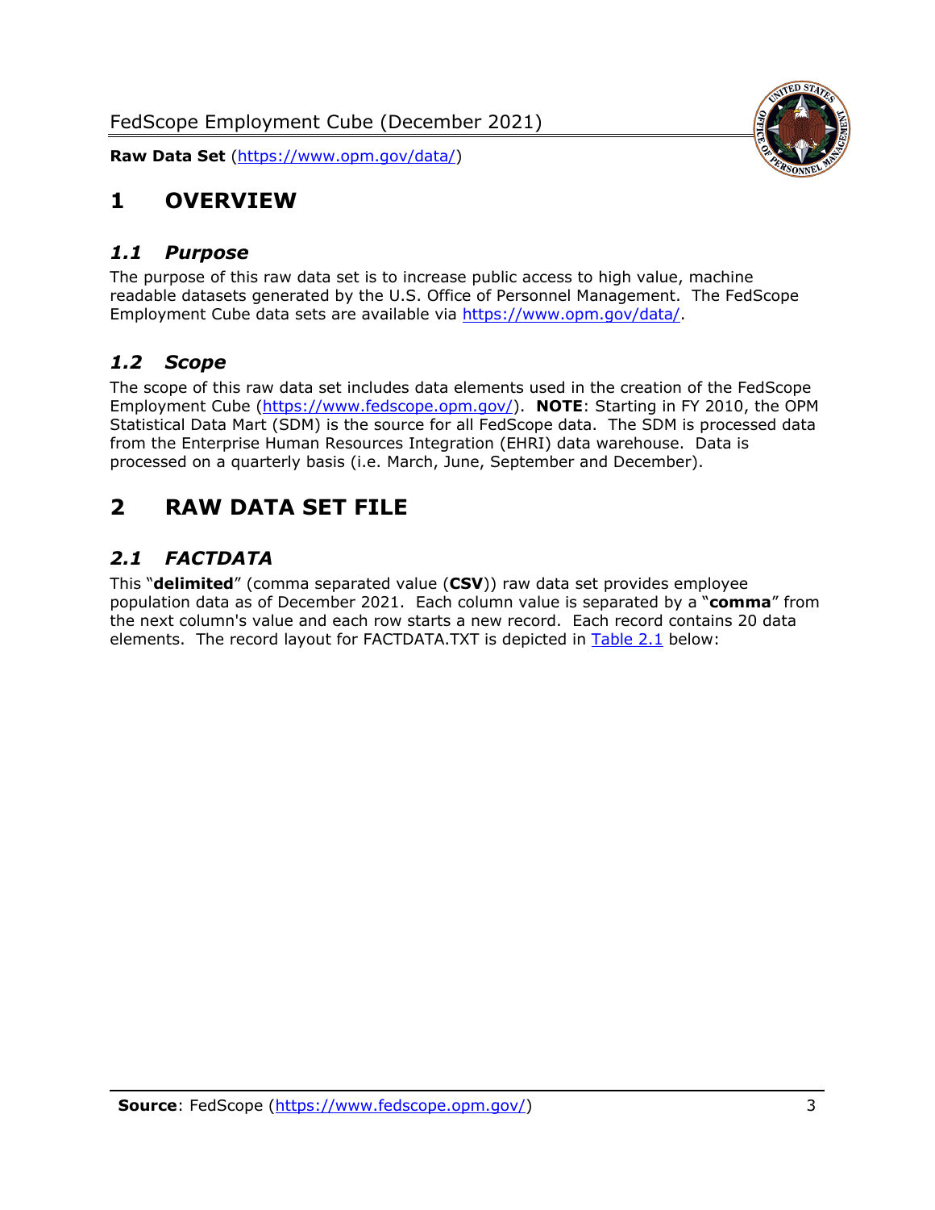# 1 OVERVIEW

## *1.1 Purpose*

The purpose of this raw data set is to increase public access to high value, machine readable datasets generated by the U.S. Office of Personnel Management. The FedScope Employment Cube data sets are available via https://www.opm.gov/data/.

## *1.2 Scope*

The scope of this raw data set includes data elements used in the creation of the FedScope Employment Cube (https://www.fedscope.opm.gov/). **NOTE**: Starting in FY 2010, the OPM Statistical Data Mart (SDM) is the source for all FedScope data. The SDM is processed data from the Enterprise Human Resources Integration (EHRI) data warehouse. Data is processed on a quarterly basis (i.e. March, June, September and December).

# 2 RAW DATA SET FILE

## *2.1 FACTDATA*

This "**delimited**" (comma separated value (**CSV**)) raw data set provides employee population data as of December 2021. Each column value is separated by a "**comma**" from the next column's value and each row starts a new record. Each record contains 20 data elements. The record layout for FACTDATA.TXT is depicted in Table 2.1 below: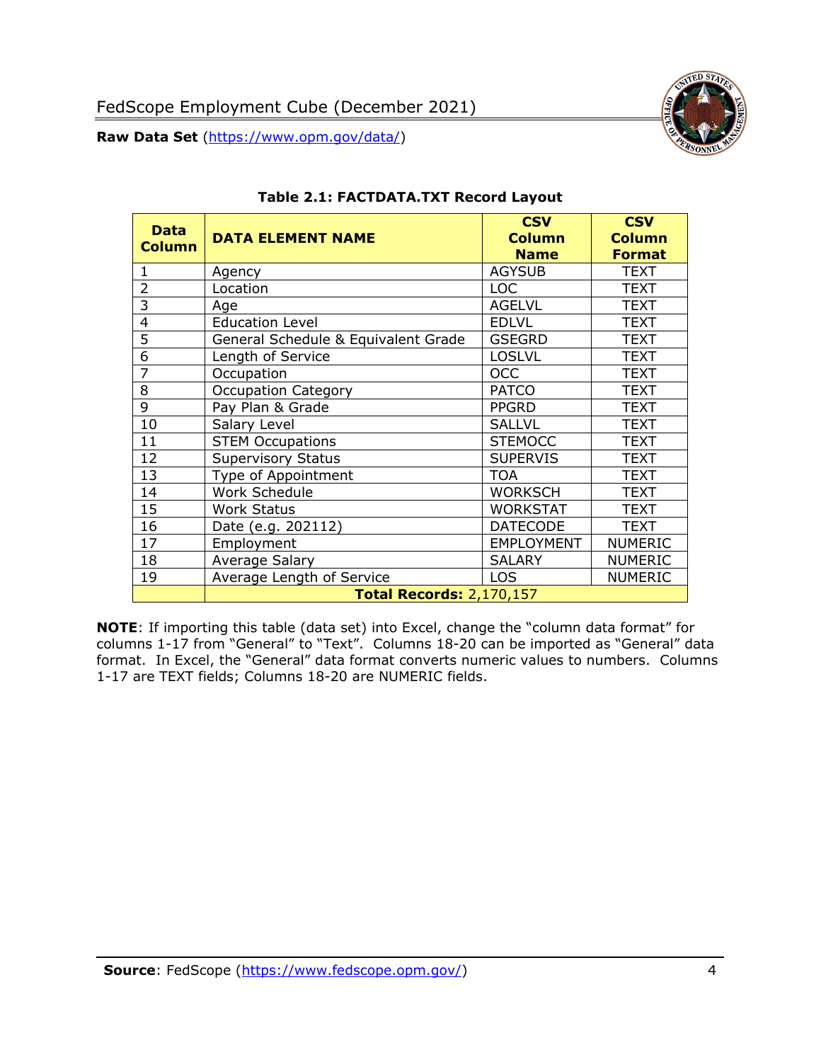**Table 2.1: FACTDATA.TXT Record Layout**

| Data Column | DATA ELEMENT NAME | CSV Column Name | CSV Column Format |
|---|---|---|---|
| 1 | Agency | AGYSUB | TEXT |
| 2 | Location | LOC | TEXT |
| 3 | Age | AGELVL | TEXT |
| 4 | Education Level | EDLVL | TEXT |
| 5 | General Schedule & Equivalent Grade | GSEGRD | TEXT |
| 6 | Length of Service | LOSLVL | TEXT |
| 7 | Occupation | OCC | TEXT |
| 8 | Occupation Category | PATCO | TEXT |
| 9 | Pay Plan & Grade | PPGRD | TEXT |
| 10 | Salary Level | SALLVL | TEXT |
| 11 | STEM Occupations | STEMOCC | TEXT |
| 12 | Supervisory Status | SUPERVIS | TEXT |
| 13 | Type of Appointment | TOA | TEXT |
| 14 | Work Schedule | WORKSCH | TEXT |
| 15 | Work Status | WORKSTAT | TEXT |
| 16 | Date (e.g. 202112) | DATECODE | TEXT |
| 17 | Employment | EMPLOYMENT | NUMERIC |
| 18 | Average Salary | SALARY | NUMERIC |
| 19 | Average Length of Service | LOS | NUMERIC |
| | **Total Records:** 2,170,157 | | |

**NOTE**: If importing this table (data set) into Excel, change the "column data format" for columns 1-17 from "General" to "Text". Columns 18-20 can be imported as "General" data format. In Excel, the "General" data format converts numeric values to numbers. Columns 1-17 are TEXT fields; Columns 18-20 are NUMERIC fields.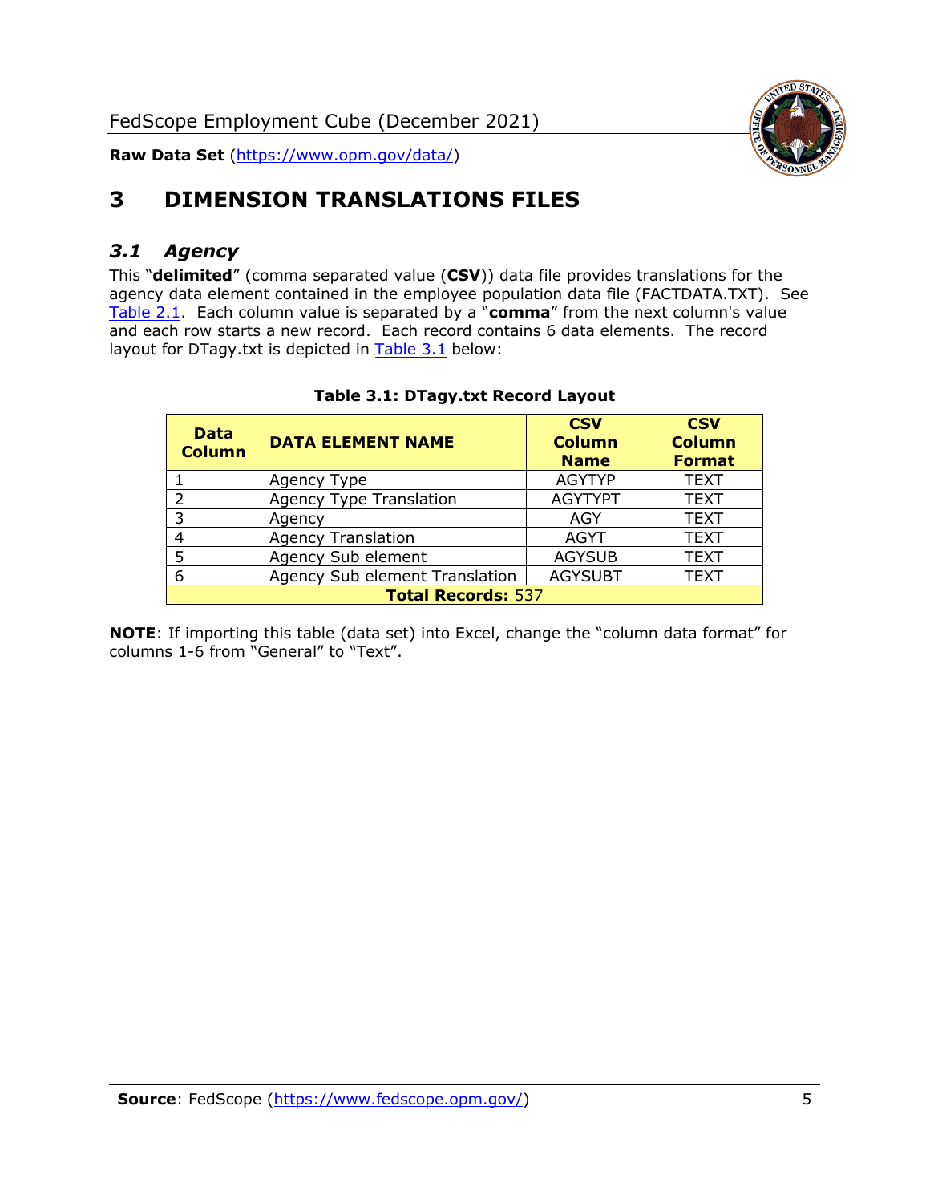# 3 DIMENSION TRANSLATIONS FILES

## *3.1 Agency*

This "**delimited**" (comma separated value (**CSV**)) data file provides translations for the agency data element contained in the employee population data file (FACTDATA.TXT). See Table 2.1. Each column value is separated by a "**comma**" from the next column's value and each row starts a new record. Each record contains 6 data elements. The record layout for DTagy.txt is depicted in Table 3.1 below:

**Table 3.1: DTagy.txt Record Layout**

| Data Column | DATA ELEMENT NAME | CSV Column Name | CSV Column Format |
|---|---|---|---|
| 1 | Agency Type | AGYTYP | TEXT |
| 2 | Agency Type Translation | AGYTYPT | TEXT |
| 3 | Agency | AGY | TEXT |
| 4 | Agency Translation | AGYT | TEXT |
| 5 | Agency Sub element | AGYSUB | TEXT |
| 6 | Agency Sub element Translation | AGYSUBT | TEXT |
| **Total Records:** 537 | | | |

**NOTE**: If importing this table (data set) into Excel, change the "column data format" for columns 1-6 from "General" to "Text".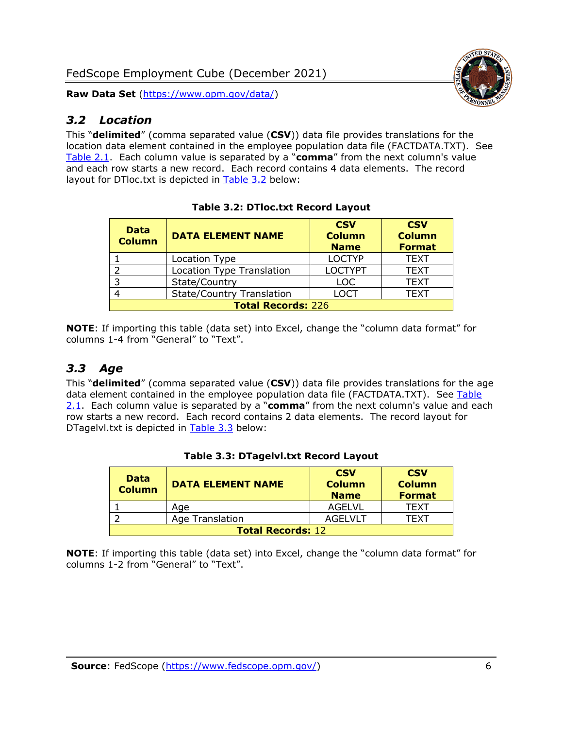## *3.2 Location*

This "**delimited**" (comma separated value (**CSV**)) data file provides translations for the location data element contained in the employee population data file (FACTDATA.TXT). See Table 2.1. Each column value is separated by a "**comma**" from the next column's value and each row starts a new record. Each record contains 4 data elements. The record layout for DTloc.txt is depicted in Table 3.2 below:

**Table 3.2: DTloc.txt Record Layout**

| Data Column | DATA ELEMENT NAME | CSV Column Name | CSV Column Format |
|---|---|---|---|
| 1 | Location Type | LOCTYP | TEXT |
| 2 | Location Type Translation | LOCTYPT | TEXT |
| 3 | State/Country | LOC | TEXT |
| 4 | State/Country Translation | LOCT | TEXT |
| **Total Records:** 226 | | | |

**NOTE**: If importing this table (data set) into Excel, change the "column data format" for columns 1-4 from "General" to "Text".

## *3.3 Age*

This "**delimited**" (comma separated value (**CSV**)) data file provides translations for the age data element contained in the employee population data file (FACTDATA.TXT). See Table 2.1. Each column value is separated by a "**comma**" from the next column's value and each row starts a new record. Each record contains 2 data elements. The record layout for DTagelvl.txt is depicted in Table 3.3 below:

**Table 3.3: DTagelvl.txt Record Layout**

| Data Column | DATA ELEMENT NAME | CSV Column Name | CSV Column Format |
|---|---|---|---|
| 1 | Age | AGELVL | TEXT |
| 2 | Age Translation | AGELVLT | TEXT |
| **Total Records:** 12 | | | |

**NOTE**: If importing this table (data set) into Excel, change the "column data format" for columns 1-2 from "General" to "Text".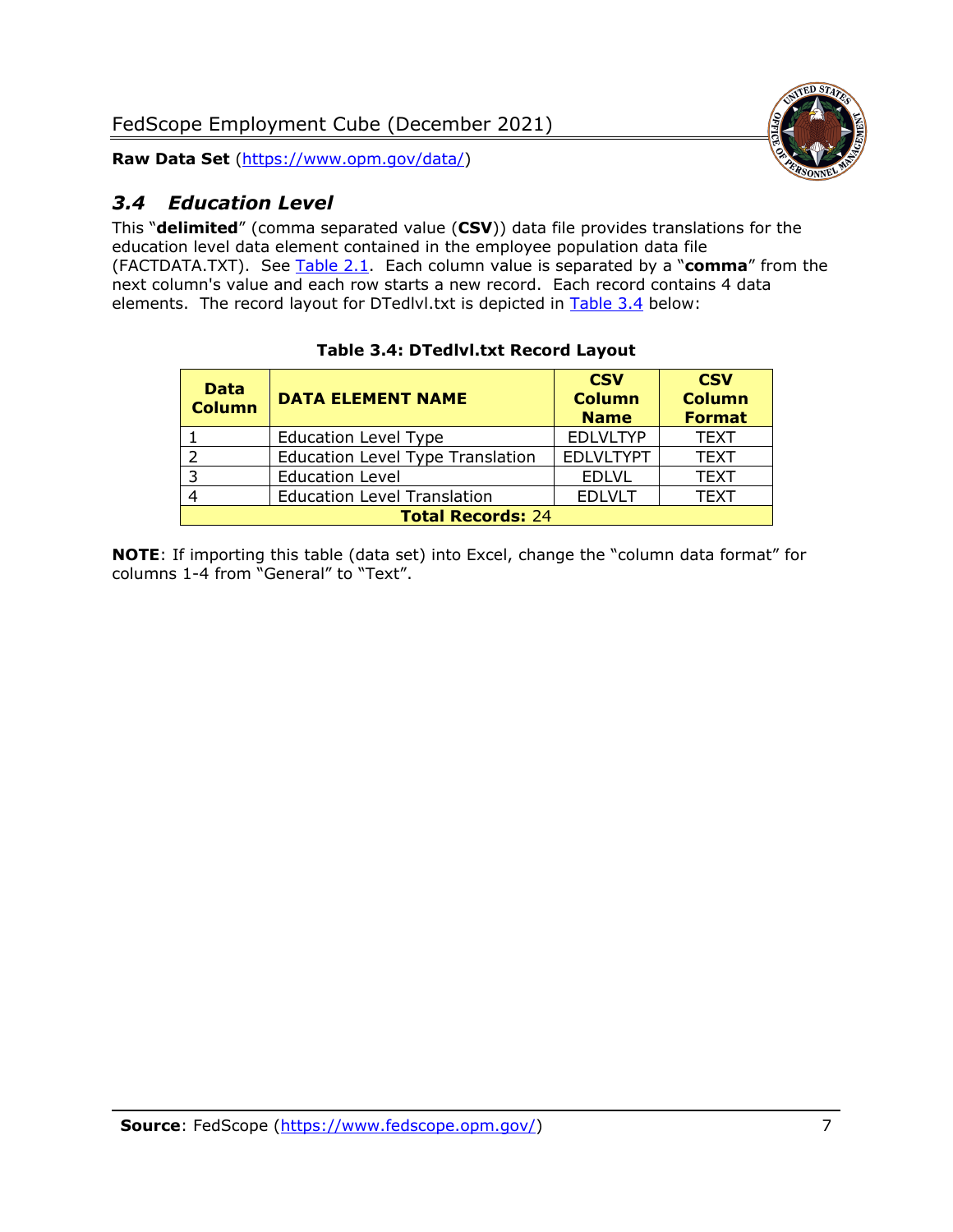## 3.4 *Education Level*

This "**delimited**" (comma separated value (**CSV**)) data file provides translations for the education level data element contained in the employee population data file (FACTDATA.TXT). See Table 2.1. Each column value is separated by a "**comma**" from the next column's value and each row starts a new record. Each record contains 4 data elements. The record layout for DTedlvl.txt is depicted in Table 3.4 below:

**Table 3.4: DTedlvl.txt Record Layout**

| Data Column | DATA ELEMENT NAME | CSV Column Name | CSV Column Format |
|---|---|---|---|
| 1 | Education Level Type | EDLVLTYP | TEXT |
| 2 | Education Level Type Translation | EDLVLTYPT | TEXT |
| 3 | Education Level | EDLVL | TEXT |
| 4 | Education Level Translation | EDLVLT | TEXT |
| **Total Records:** 24 | | | |

**NOTE**: If importing this table (data set) into Excel, change the "column data format" for columns 1-4 from "General" to "Text".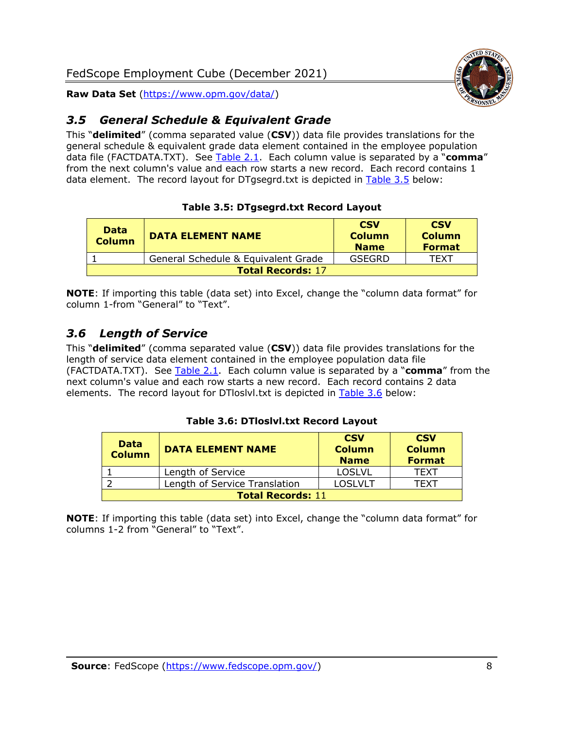## *3.5 General Schedule & Equivalent Grade*

This "**delimited**" (comma separated value (**CSV**)) data file provides translations for the general schedule & equivalent grade data element contained in the employee population data file (FACTDATA.TXT). See Table 2.1. Each column value is separated by a "**comma**" from the next column's value and each row starts a new record. Each record contains 1 data element. The record layout for DTgsegrd.txt is depicted in Table 3.5 below:

**Table 3.5: DTgsegrd.txt Record Layout**

| Data Column | DATA ELEMENT NAME | CSV Column Name | CSV Column Format |
|---|---|---|---|
| 1 | General Schedule & Equivalent Grade | GSEGRD | TEXT |
| **Total Records:** 17 | | | |

**NOTE**: If importing this table (data set) into Excel, change the "column data format" for column 1-from "General" to "Text".

## *3.6 Length of Service*

This "**delimited**" (comma separated value (**CSV**)) data file provides translations for the length of service data element contained in the employee population data file (FACTDATA.TXT). See Table 2.1. Each column value is separated by a "**comma**" from the next column's value and each row starts a new record. Each record contains 2 data elements. The record layout for DTloslvl.txt is depicted in Table 3.6 below:

**Table 3.6: DTloslvl.txt Record Layout**

| Data Column | DATA ELEMENT NAME | CSV Column Name | CSV Column Format |
|---|---|---|---|
| 1 | Length of Service | LOSLVL | TEXT |
| 2 | Length of Service Translation | LOSLVLT | TEXT |
| **Total Records:** 11 | | | |

**NOTE**: If importing this table (data set) into Excel, change the "column data format" for columns 1-2 from "General" to "Text".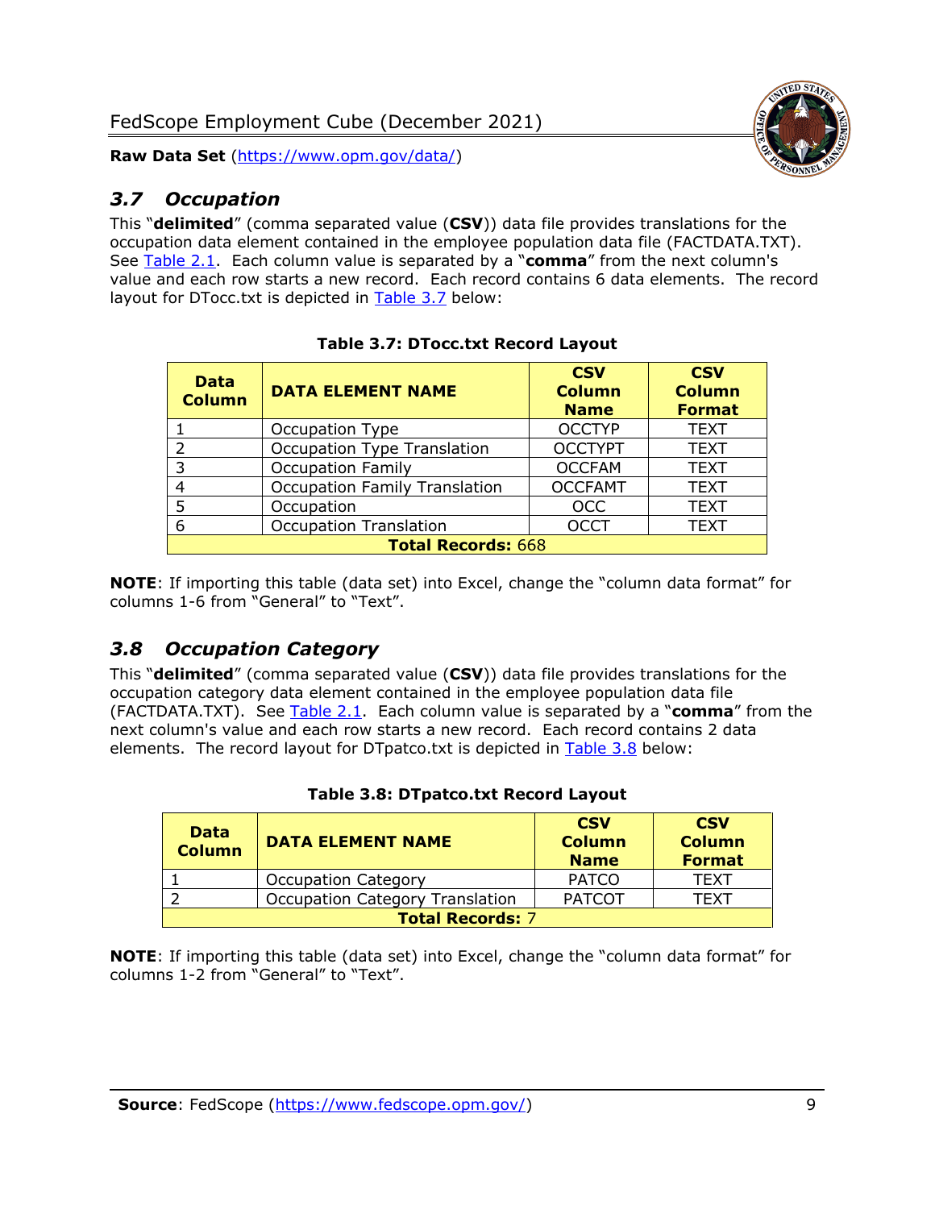## 3.7 Occupation

This "**delimited**" (comma separated value (**CSV**)) data file provides translations for the occupation data element contained in the employee population data file (FACTDATA.TXT). See Table 2.1. Each column value is separated by a "**comma**" from the next column's value and each row starts a new record. Each record contains 6 data elements. The record layout for DTocc.txt is depicted in Table 3.7 below:

**Table 3.7: DTocc.txt Record Layout**

| Data Column | DATA ELEMENT NAME | CSV Column Name | CSV Column Format |
|---|---|---|---|
| 1 | Occupation Type | OCCTYP | TEXT |
| 2 | Occupation Type Translation | OCCTYPT | TEXT |
| 3 | Occupation Family | OCCFAM | TEXT |
| 4 | Occupation Family Translation | OCCFAMT | TEXT |
| 5 | Occupation | OCC | TEXT |
| 6 | Occupation Translation | OCCT | TEXT |
| **Total Records:** 668 | | | |

**NOTE**: If importing this table (data set) into Excel, change the "column data format" for columns 1-6 from "General" to "Text".

## 3.8 Occupation Category

This "**delimited**" (comma separated value (**CSV**)) data file provides translations for the occupation category data element contained in the employee population data file (FACTDATA.TXT). See Table 2.1. Each column value is separated by a "**comma**" from the next column's value and each row starts a new record. Each record contains 2 data elements. The record layout for DTpatco.txt is depicted in Table 3.8 below:

**Table 3.8: DTpatco.txt Record Layout**

| Data Column | DATA ELEMENT NAME | CSV Column Name | CSV Column Format |
|---|---|---|---|
| 1 | Occupation Category | PATCO | TEXT |
| 2 | Occupation Category Translation | PATCOT | TEXT |
| **Total Records:** 7 | | | |

**NOTE**: If importing this table (data set) into Excel, change the "column data format" for columns 1-2 from "General" to "Text".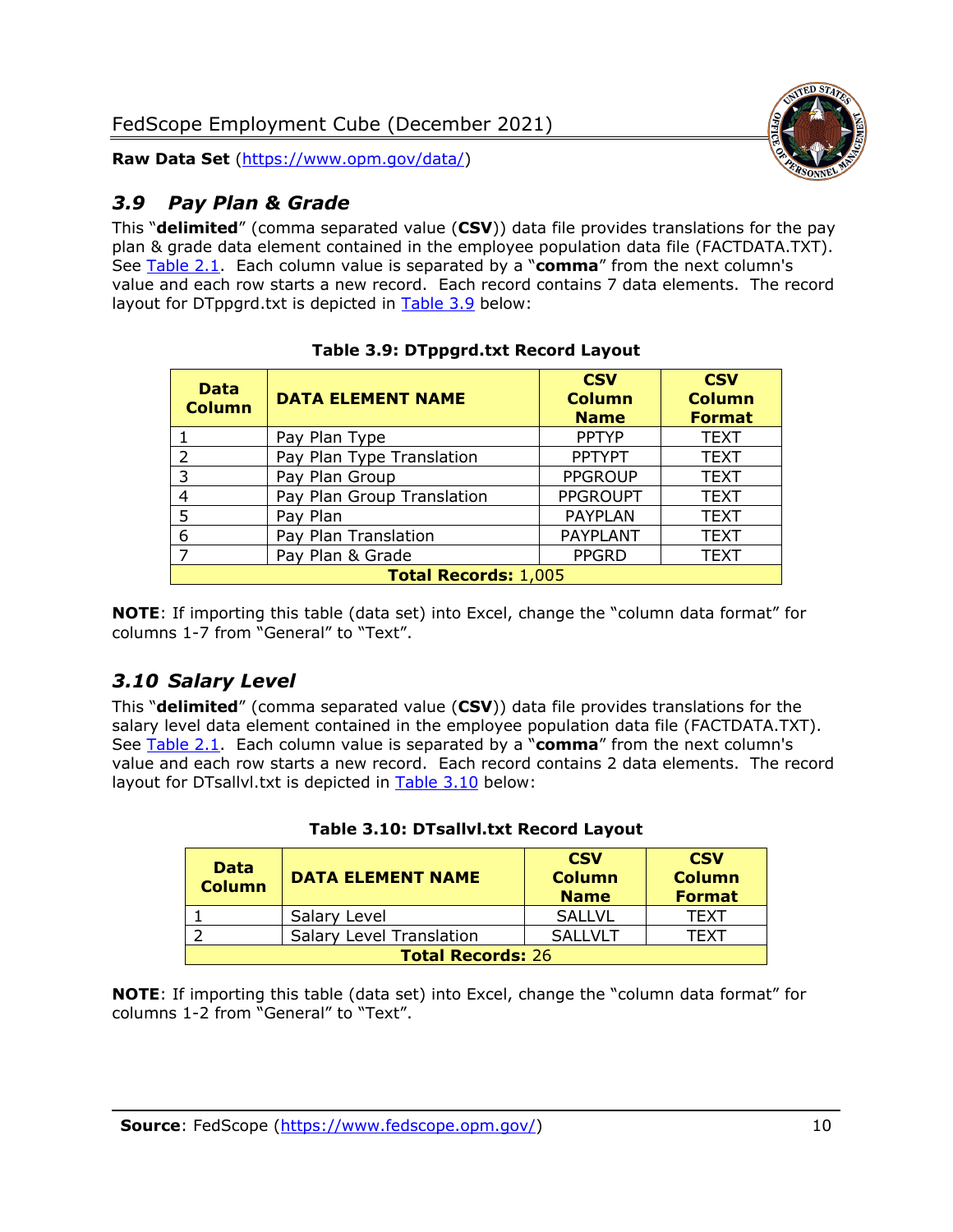## 3.9 Pay Plan & Grade

This "**delimited**" (comma separated value (**CSV**)) data file provides translations for the pay plan & grade data element contained in the employee population data file (FACTDATA.TXT). See Table 2.1. Each column value is separated by a "**comma**" from the next column's value and each row starts a new record. Each record contains 7 data elements. The record layout for DTppgrd.txt is depicted in Table 3.9 below:

**Table 3.9: DTppgrd.txt Record Layout**

| Data Column | DATA ELEMENT NAME | CSV Column Name | CSV Column Format |
|---|---|---|---|
| 1 | Pay Plan Type | PPTYP | TEXT |
| 2 | Pay Plan Type Translation | PPTYPT | TEXT |
| 3 | Pay Plan Group | PPGROUP | TEXT |
| 4 | Pay Plan Group Translation | PPGROUPT | TEXT |
| 5 | Pay Plan | PAYPLAN | TEXT |
| 6 | Pay Plan Translation | PAYPLANT | TEXT |
| 7 | Pay Plan & Grade | PPGRD | TEXT |
| **Total Records:** 1,005 | | | |

**NOTE**: If importing this table (data set) into Excel, change the "column data format" for columns 1-7 from "General" to "Text".

## 3.10 Salary Level

This "**delimited**" (comma separated value (**CSV**)) data file provides translations for the salary level data element contained in the employee population data file (FACTDATA.TXT). See Table 2.1. Each column value is separated by a "**comma**" from the next column's value and each row starts a new record. Each record contains 2 data elements. The record layout for DTsallvl.txt is depicted in Table 3.10 below:

**Table 3.10: DTsallvl.txt Record Layout**

| Data Column | DATA ELEMENT NAME | CSV Column Name | CSV Column Format |
|---|---|---|---|
| 1 | Salary Level | SALLVL | TEXT |
| 2 | Salary Level Translation | SALLVLT | TEXT |
| **Total Records:** 26 | | | |

**NOTE**: If importing this table (data set) into Excel, change the "column data format" for columns 1-2 from "General" to "Text".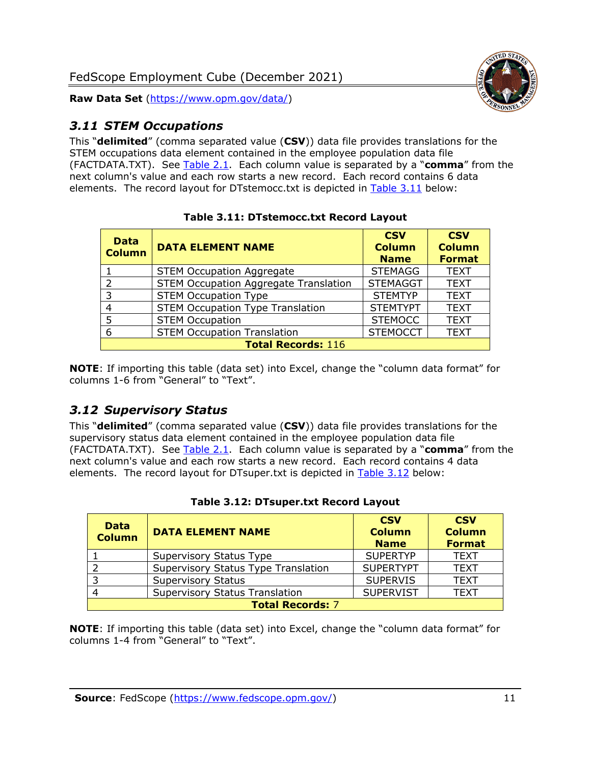## 3.11 STEM Occupations

This "**delimited**" (comma separated value (**CSV**)) data file provides translations for the STEM occupations data element contained in the employee population data file (FACTDATA.TXT). See Table 2.1. Each column value is separated by a "**comma**" from the next column's value and each row starts a new record. Each record contains 6 data elements. The record layout for DTstemocc.txt is depicted in Table 3.11 below:

**Table 3.11: DTstemocc.txt Record Layout**

| Data Column | DATA ELEMENT NAME | CSV Column Name | CSV Column Format |
|---|---|---|---|
| 1 | STEM Occupation Aggregate | STEMAGG | TEXT |
| 2 | STEM Occupation Aggregate Translation | STEMAGGT | TEXT |
| 3 | STEM Occupation Type | STEMTYP | TEXT |
| 4 | STEM Occupation Type Translation | STEMTYPT | TEXT |
| 5 | STEM Occupation | STEMOCC | TEXT |
| 6 | STEM Occupation Translation | STEMOCCT | TEXT |
| **Total Records:** 116 | | | |

**NOTE**: If importing this table (data set) into Excel, change the "column data format" for columns 1-6 from "General" to "Text".

## 3.12 Supervisory Status

This "**delimited**" (comma separated value (**CSV**)) data file provides translations for the supervisory status data element contained in the employee population data file (FACTDATA.TXT). See Table 2.1. Each column value is separated by a "**comma**" from the next column's value and each row starts a new record. Each record contains 4 data elements. The record layout for DTsuper.txt is depicted in Table 3.12 below:

**Table 3.12: DTsuper.txt Record Layout**

| Data Column | DATA ELEMENT NAME | CSV Column Name | CSV Column Format |
|---|---|---|---|
| 1 | Supervisory Status Type | SUPERTYP | TEXT |
| 2 | Supervisory Status Type Translation | SUPERTYPT | TEXT |
| 3 | Supervisory Status | SUPERVIS | TEXT |
| 4 | Supervisory Status Translation | SUPERVIST | TEXT |
| **Total Records:** 7 | | | |

**NOTE**: If importing this table (data set) into Excel, change the "column data format" for columns 1-4 from "General" to "Text".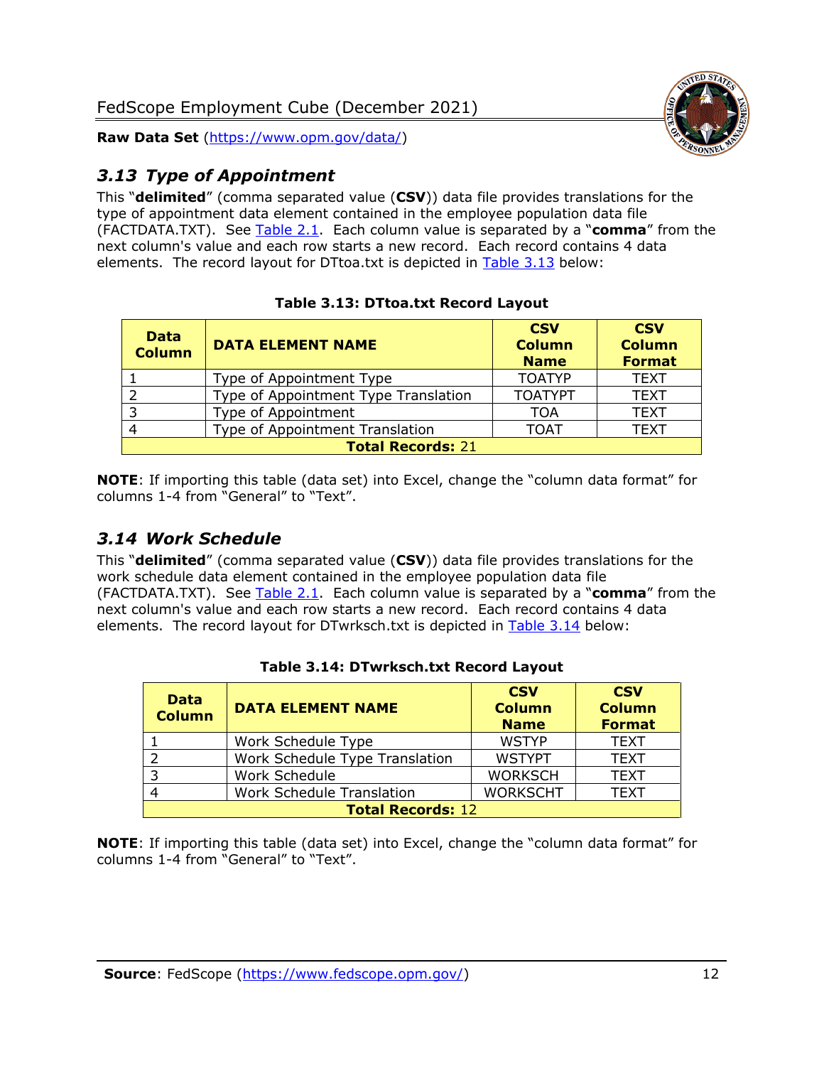## *3.13 Type of Appointment*

This "**delimited**" (comma separated value (**CSV**)) data file provides translations for the type of appointment data element contained in the employee population data file (FACTDATA.TXT). See Table 2.1. Each column value is separated by a "**comma**" from the next column's value and each row starts a new record. Each record contains 4 data elements. The record layout for DTtoa.txt is depicted in Table 3.13 below:

**Table 3.13: DTtoa.txt Record Layout**

| Data Column | DATA ELEMENT NAME | CSV Column Name | CSV Column Format |
|---|---|---|---|
| 1 | Type of Appointment Type | TOATYP | TEXT |
| 2 | Type of Appointment Type Translation | TOATYPT | TEXT |
| 3 | Type of Appointment | TOA | TEXT |
| 4 | Type of Appointment Translation | TOAT | TEXT |
| **Total Records:** 21 | | | |

**NOTE**: If importing this table (data set) into Excel, change the "column data format" for columns 1-4 from "General" to "Text".

## *3.14 Work Schedule*

This "**delimited**" (comma separated value (**CSV**)) data file provides translations for the work schedule data element contained in the employee population data file (FACTDATA.TXT). See Table 2.1. Each column value is separated by a "**comma**" from the next column's value and each row starts a new record. Each record contains 4 data elements. The record layout for DTwrksch.txt is depicted in Table 3.14 below:

**Table 3.14: DTwrksch.txt Record Layout**

| Data Column | DATA ELEMENT NAME | CSV Column Name | CSV Column Format |
|---|---|---|---|
| 1 | Work Schedule Type | WSTYP | TEXT |
| 2 | Work Schedule Type Translation | WSTYPT | TEXT |
| 3 | Work Schedule | WORKSCH | TEXT |
| 4 | Work Schedule Translation | WORKSCHT | TEXT |
| **Total Records:** 12 | | | |

**NOTE**: If importing this table (data set) into Excel, change the "column data format" for columns 1-4 from "General" to "Text".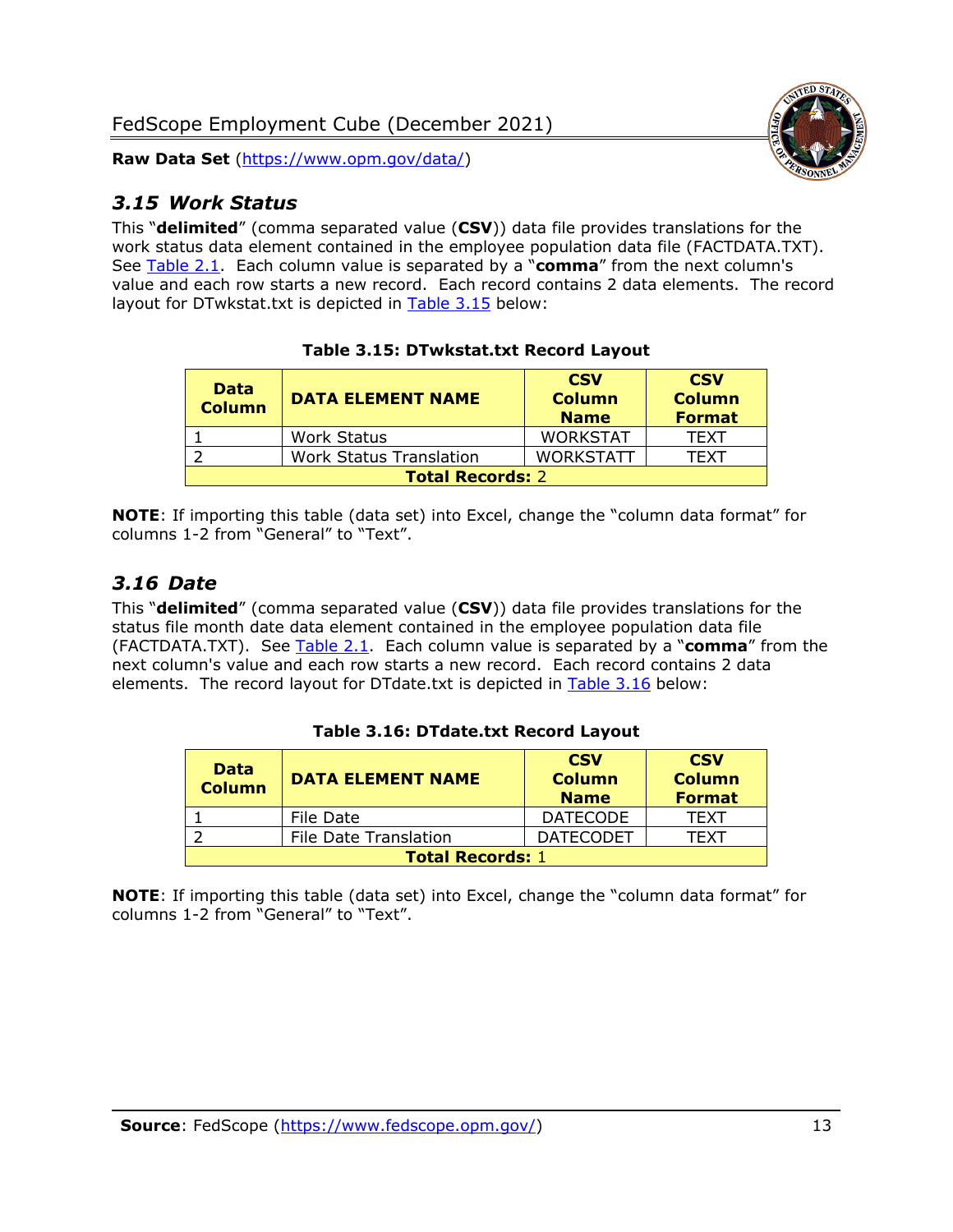## 3.15 Work Status

This "**delimited**" (comma separated value (**CSV**)) data file provides translations for the work status data element contained in the employee population data file (FACTDATA.TXT). See Table 2.1. Each column value is separated by a "**comma**" from the next column's value and each row starts a new record. Each record contains 2 data elements. The record layout for DTwkstat.txt is depicted in Table 3.15 below:

**Table 3.15: DTwkstat.txt Record Layout**

| Data Column | DATA ELEMENT NAME | CSV Column Name | CSV Column Format |
|---|---|---|---|
| 1 | Work Status | WORKSTAT | TEXT |
| 2 | Work Status Translation | WORKSTATT | TEXT |
| **Total Records:** 2 | | | |

**NOTE**: If importing this table (data set) into Excel, change the "column data format" for columns 1-2 from "General" to "Text".

## 3.16 Date

This "**delimited**" (comma separated value (**CSV**)) data file provides translations for the status file month date data element contained in the employee population data file (FACTDATA.TXT). See Table 2.1. Each column value is separated by a "**comma**" from the next column's value and each row starts a new record. Each record contains 2 data elements. The record layout for DTdate.txt is depicted in Table 3.16 below:

**Table 3.16: DTdate.txt Record Layout**

| Data Column | DATA ELEMENT NAME | CSV Column Name | CSV Column Format |
|---|---|---|---|
| 1 | File Date | DATECODE | TEXT |
| 2 | File Date Translation | DATECODET | TEXT |
| **Total Records:** 1 | | | |

**NOTE**: If importing this table (data set) into Excel, change the "column data format" for columns 1-2 from "General" to "Text".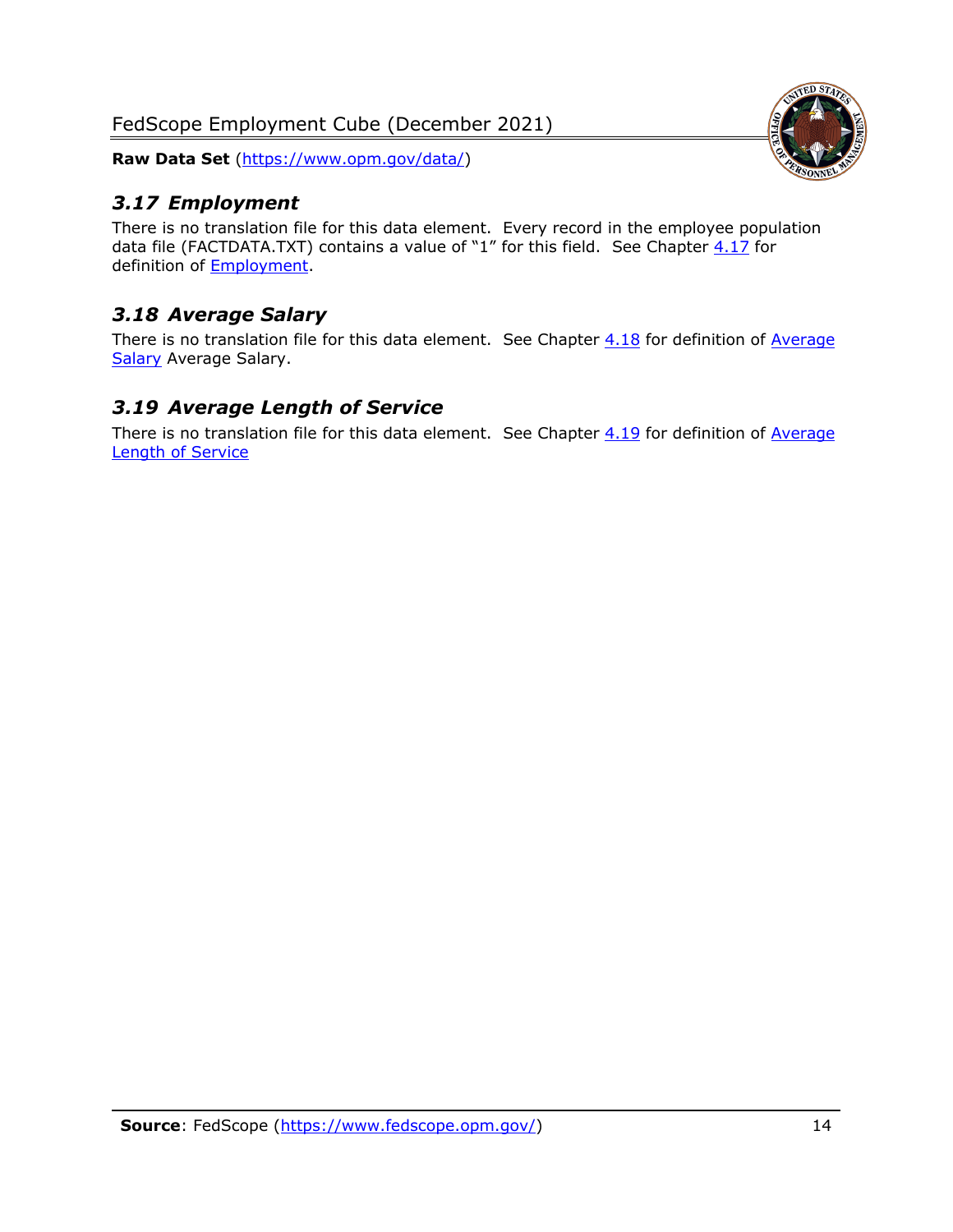## *3.17 Employment*

There is no translation file for this data element. Every record in the employee population data file (FACTDATA.TXT) contains a value of "1" for this field. See Chapter 4.17 for definition of Employment.

## *3.18 Average Salary*

There is no translation file for this data element. See Chapter 4.18 for definition of Average Salary Average Salary.

## *3.19 Average Length of Service*

There is no translation file for this data element. See Chapter 4.19 for definition of Average Length of Service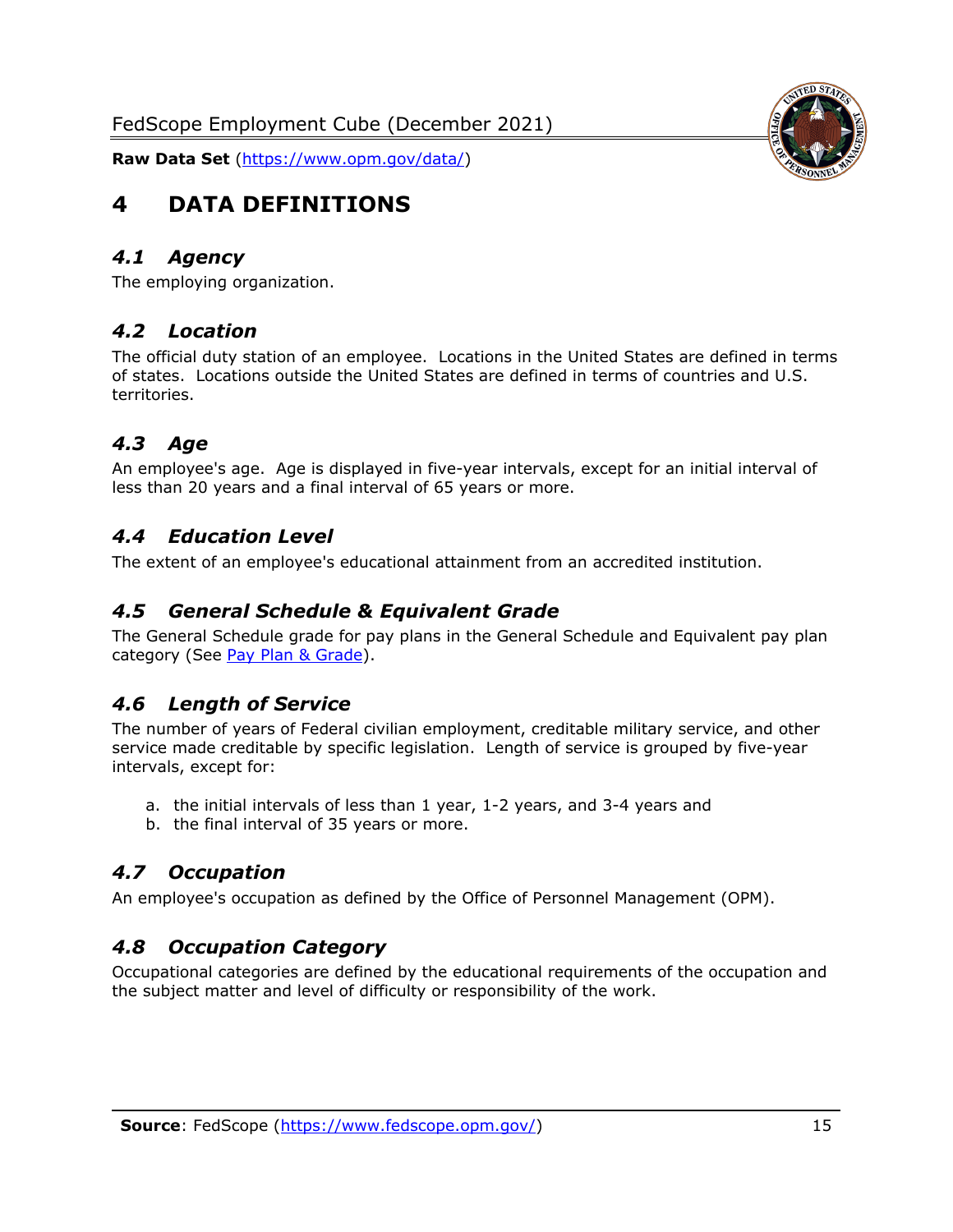# 4 DATA DEFINITIONS

## 4.1 Agency

The employing organization.

## 4.2 Location

The official duty station of an employee. Locations in the United States are defined in terms of states. Locations outside the United States are defined in terms of countries and U.S. territories.

## 4.3 Age

An employee's age. Age is displayed in five-year intervals, except for an initial interval of less than 20 years and a final interval of 65 years or more.

## 4.4 Education Level

The extent of an employee's educational attainment from an accredited institution.

## 4.5 General Schedule & Equivalent Grade

The General Schedule grade for pay plans in the General Schedule and Equivalent pay plan category (See [Pay Plan & Grade](#)).

## 4.6 Length of Service

The number of years of Federal civilian employment, creditable military service, and other service made creditable by specific legislation. Length of service is grouped by five-year intervals, except for:

a. the initial intervals of less than 1 year, 1-2 years, and 3-4 years and
b. the final interval of 35 years or more.

## 4.7 Occupation

An employee's occupation as defined by the Office of Personnel Management (OPM).

## 4.8 Occupation Category

Occupational categories are defined by the educational requirements of the occupation and the subject matter and level of difficulty or responsibility of the work.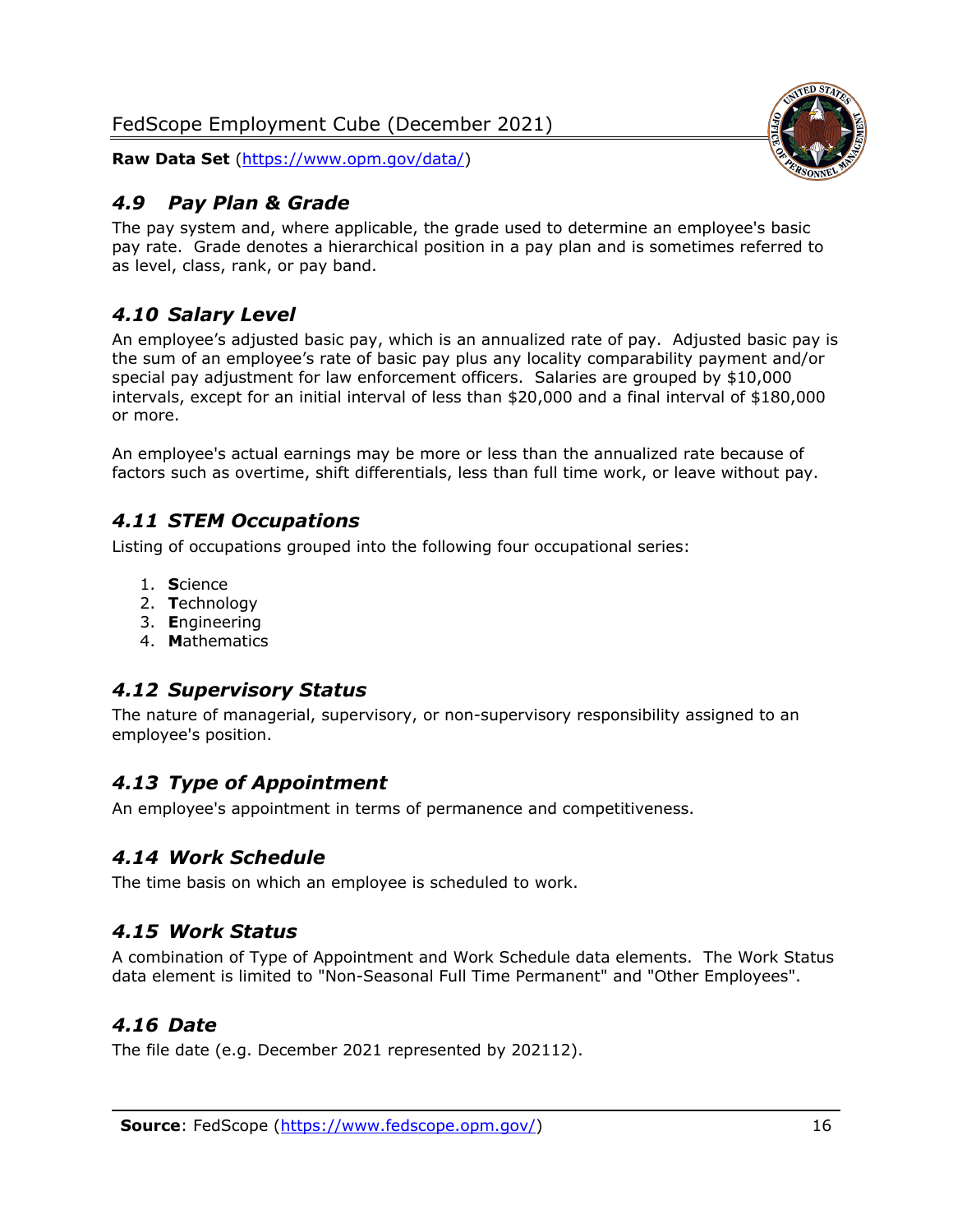## *4.9 Pay Plan & Grade*

The pay system and, where applicable, the grade used to determine an employee's basic pay rate. Grade denotes a hierarchical position in a pay plan and is sometimes referred to as level, class, rank, or pay band.

## *4.10 Salary Level*

An employee's adjusted basic pay, which is an annualized rate of pay. Adjusted basic pay is the sum of an employee's rate of basic pay plus any locality comparability payment and/or special pay adjustment for law enforcement officers. Salaries are grouped by $10,000 intervals, except for an initial interval of less than $20,000 and a final interval of $180,000 or more.

An employee's actual earnings may be more or less than the annualized rate because of factors such as overtime, shift differentials, less than full time work, or leave without pay.

## *4.11 STEM Occupations*

Listing of occupations grouped into the following four occupational series:

1. **S**cience
2. **T**echnology
3. **E**ngineering
4. **M**athematics

## *4.12 Supervisory Status*

The nature of managerial, supervisory, or non-supervisory responsibility assigned to an employee's position.

## *4.13 Type of Appointment*

An employee's appointment in terms of permanence and competitiveness.

## *4.14 Work Schedule*

The time basis on which an employee is scheduled to work.

## *4.15 Work Status*

A combination of Type of Appointment and Work Schedule data elements. The Work Status data element is limited to "Non-Seasonal Full Time Permanent" and "Other Employees".

## *4.16 Date*

The file date (e.g. December 2021 represented by 202112).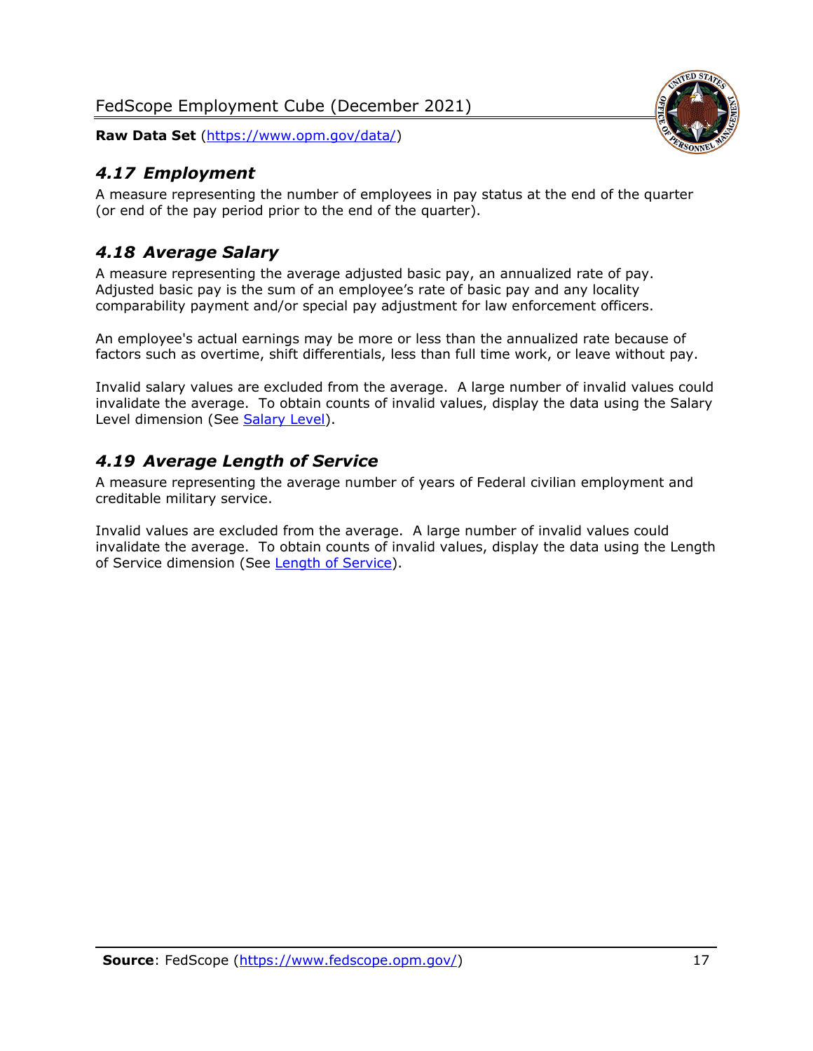## *4.17 Employment*

A measure representing the number of employees in pay status at the end of the quarter (or end of the pay period prior to the end of the quarter).

## *4.18 Average Salary*

A measure representing the average adjusted basic pay, an annualized rate of pay. Adjusted basic pay is the sum of an employee's rate of basic pay and any locality comparability payment and/or special pay adjustment for law enforcement officers.

An employee's actual earnings may be more or less than the annualized rate because of factors such as overtime, shift differentials, less than full time work, or leave without pay.

Invalid salary values are excluded from the average. A large number of invalid values could invalidate the average. To obtain counts of invalid values, display the data using the Salary Level dimension (See Salary Level).

## *4.19 Average Length of Service*

A measure representing the average number of years of Federal civilian employment and creditable military service.

Invalid values are excluded from the average. A large number of invalid values could invalidate the average. To obtain counts of invalid values, display the data using the Length of Service dimension (See Length of Service).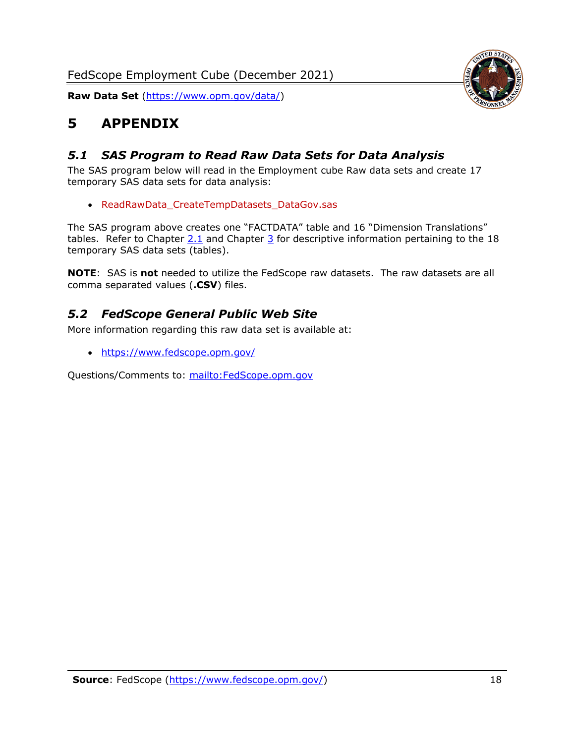# 5 APPENDIX

## *5.1 SAS Program to Read Raw Data Sets for Data Analysis*

The SAS program below will read in the Employment cube Raw data sets and create 17 temporary SAS data sets for data analysis:

- ReadRawData_CreateTempDatasets_DataGov.sas

The SAS program above creates one "FACTDATA" table and 16 "Dimension Translations" tables. Refer to Chapter 2.1 and Chapter 3 for descriptive information pertaining to the 18 temporary SAS data sets (tables).

**NOTE**: SAS is **not** needed to utilize the FedScope raw datasets. The raw datasets are all comma separated values (**.CSV**) files.

## *5.2 FedScope General Public Web Site*

More information regarding this raw data set is available at:

- https://www.fedscope.opm.gov/

Questions/Comments to: mailto:FedScope.opm.gov